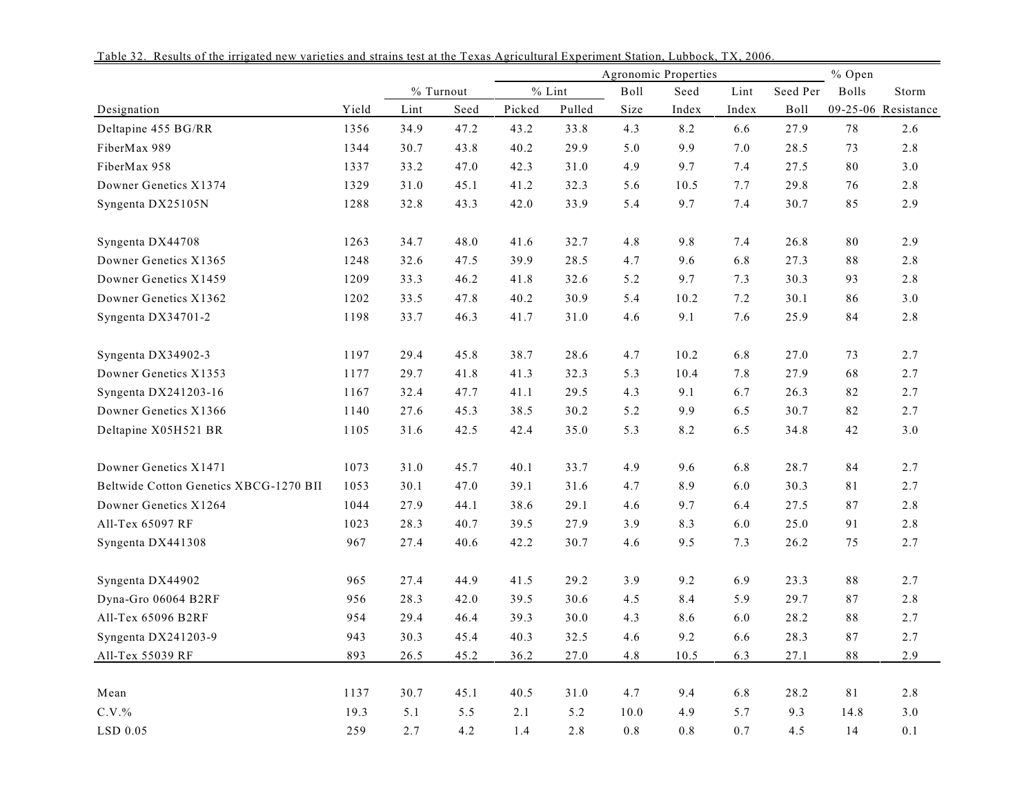Table 32. Results of the irrigated new varieties and strains test at the Texas Agricultural Experiment Station, Lubbock, TX, 2006.

| | | % Turnout | | % Lint | | Agronomic Properties | | | | % Open | |
|---|---|---|---|---|---|---|---|---|---|---|---|
| | | | | | | Boll | Seed | Lint | Seed Per | Bolls | Storm |
| Designation | Yield | Lint | Seed | Picked | Pulled | Size | Index | Index | Boll | 09-25-06 | Resistance |
| Deltapine 455 BG/RR | 1356 | 34.9 | 47.2 | 43.2 | 33.8 | 4.3 | 8.2 | 6.6 | 27.9 | 78 | 2.6 |
| FiberMax 989 | 1344 | 30.7 | 43.8 | 40.2 | 29.9 | 5.0 | 9.9 | 7.0 | 28.5 | 73 | 2.8 |
| FiberMax 958 | 1337 | 33.2 | 47.0 | 42.3 | 31.0 | 4.9 | 9.7 | 7.4 | 27.5 | 80 | 3.0 |
| Downer Genetics X1374 | 1329 | 31.0 | 45.1 | 41.2 | 32.3 | 5.6 | 10.5 | 7.7 | 29.8 | 76 | 2.8 |
| Syngenta DX25105N | 1288 | 32.8 | 43.3 | 42.0 | 33.9 | 5.4 | 9.7 | 7.4 | 30.7 | 85 | 2.9 |
| Syngenta DX44708 | 1263 | 34.7 | 48.0 | 41.6 | 32.7 | 4.8 | 9.8 | 7.4 | 26.8 | 80 | 2.9 |
| Downer Genetics X1365 | 1248 | 32.6 | 47.5 | 39.9 | 28.5 | 4.7 | 9.6 | 6.8 | 27.3 | 88 | 2.8 |
| Downer Genetics X1459 | 1209 | 33.3 | 46.2 | 41.8 | 32.6 | 5.2 | 9.7 | 7.3 | 30.3 | 93 | 2.8 |
| Downer Genetics X1362 | 1202 | 33.5 | 47.8 | 40.2 | 30.9 | 5.4 | 10.2 | 7.2 | 30.1 | 86 | 3.0 |
| Syngenta DX34701-2 | 1198 | 33.7 | 46.3 | 41.7 | 31.0 | 4.6 | 9.1 | 7.6 | 25.9 | 84 | 2.8 |
| Syngenta DX34902-3 | 1197 | 29.4 | 45.8 | 38.7 | 28.6 | 4.7 | 10.2 | 6.8 | 27.0 | 73 | 2.7 |
| Downer Genetics X1353 | 1177 | 29.7 | 41.8 | 41.3 | 32.3 | 5.3 | 10.4 | 7.8 | 27.9 | 68 | 2.7 |
| Syngenta DX241203-16 | 1167 | 32.4 | 47.7 | 41.1 | 29.5 | 4.3 | 9.1 | 6.7 | 26.3 | 82 | 2.7 |
| Downer Genetics X1366 | 1140 | 27.6 | 45.3 | 38.5 | 30.2 | 5.2 | 9.9 | 6.5 | 30.7 | 82 | 2.7 |
| Deltapine X05H521 BR | 1105 | 31.6 | 42.5 | 42.4 | 35.0 | 5.3 | 8.2 | 6.5 | 34.8 | 42 | 3.0 |
| Downer Genetics X1471 | 1073 | 31.0 | 45.7 | 40.1 | 33.7 | 4.9 | 9.6 | 6.8 | 28.7 | 84 | 2.7 |
| Beltwide Cotton Genetics XBCG-1270 BII | 1053 | 30.1 | 47.0 | 39.1 | 31.6 | 4.7 | 8.9 | 6.0 | 30.3 | 81 | 2.7 |
| Downer Genetics X1264 | 1044 | 27.9 | 44.1 | 38.6 | 29.1 | 4.6 | 9.7 | 6.4 | 27.5 | 87 | 2.8 |
| All-Tex 65097 RF | 1023 | 28.3 | 40.7 | 39.5 | 27.9 | 3.9 | 8.3 | 6.0 | 25.0 | 91 | 2.8 |
| Syngenta DX441308 | 967 | 27.4 | 40.6 | 42.2 | 30.7 | 4.6 | 9.5 | 7.3 | 26.2 | 75 | 2.7 |
| Syngenta DX44902 | 965 | 27.4 | 44.9 | 41.5 | 29.2 | 3.9 | 9.2 | 6.9 | 23.3 | 88 | 2.7 |
| Dyna-Gro 06064 B2RF | 956 | 28.3 | 42.0 | 39.5 | 30.6 | 4.5 | 8.4 | 5.9 | 29.7 | 87 | 2.8 |
| All-Tex 65096 B2RF | 954 | 29.4 | 46.4 | 39.3 | 30.0 | 4.3 | 8.6 | 6.0 | 28.2 | 88 | 2.7 |
| Syngenta DX241203-9 | 943 | 30.3 | 45.4 | 40.3 | 32.5 | 4.6 | 9.2 | 6.6 | 28.3 | 87 | 2.7 |
| All-Tex 55039 RF | 893 | 26.5 | 45.2 | 36.2 | 27.0 | 4.8 | 10.5 | 6.3 | 27.1 | 88 | 2.9 |
| Mean | 1137 | 30.7 | 45.1 | 40.5 | 31.0 | 4.7 | 9.4 | 6.8 | 28.2 | 81 | 2.8 |
| C.V.% | 19.3 | 5.1 | 5.5 | 2.1 | 5.2 | 10.0 | 4.9 | 5.7 | 9.3 | 14.8 | 3.0 |
| LSD 0.05 | 259 | 2.7 | 4.2 | 1.4 | 2.8 | 0.8 | 0.8 | 0.7 | 4.5 | 14 | 0.1 |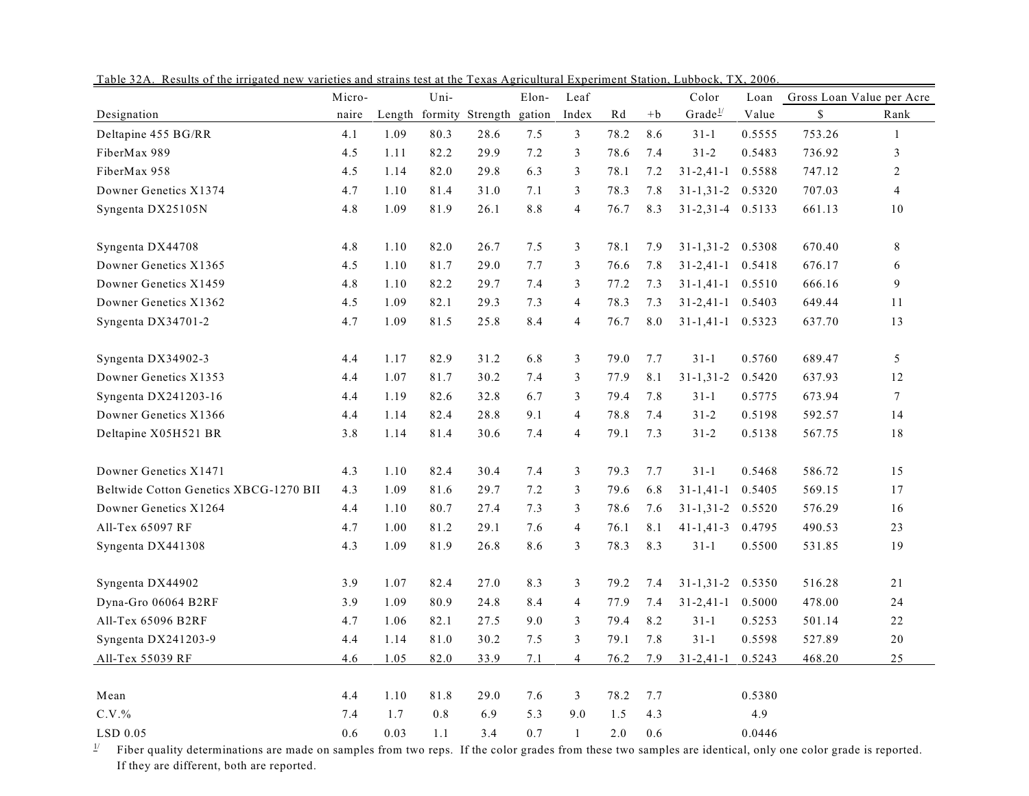Table 32A. Results of the irrigated new varieties and strains test at the Texas Agricultural Experiment Station, Lubbock, TX, 2006.

| Designation | Micro-naire | Length | Uni-formity | Strength | Elon-gation | Leaf Index | Rd | +b | Color Grade[1/] | Loan Value | Gross Loan Value per Acre $ | Rank |
|---|---|---|---|---|---|---|---|---|---|---|---|---|
| Deltapine 455 BG/RR | 4.1 | 1.09 | 80.3 | 28.6 | 7.5 | 3 | 78.2 | 8.6 | 31-1 | 0.5555 | 753.26 | 1 |
| FiberMax 989 | 4.5 | 1.11 | 82.2 | 29.9 | 7.2 | 3 | 78.6 | 7.4 | 31-2 | 0.5483 | 736.92 | 3 |
| FiberMax 958 | 4.5 | 1.14 | 82.0 | 29.8 | 6.3 | 3 | 78.1 | 7.2 | 31-2,41-1 | 0.5588 | 747.12 | 2 |
| Downer Genetics X1374 | 4.7 | 1.10 | 81.4 | 31.0 | 7.1 | 3 | 78.3 | 7.8 | 31-1,31-2 | 0.5320 | 707.03 | 4 |
| Syngenta DX25105N | 4.8 | 1.09 | 81.9 | 26.1 | 8.8 | 4 | 76.7 | 8.3 | 31-2,31-4 | 0.5133 | 661.13 | 10 |
| Syngenta DX44708 | 4.8 | 1.10 | 82.0 | 26.7 | 7.5 | 3 | 78.1 | 7.9 | 31-1,31-2 | 0.5308 | 670.40 | 8 |
| Downer Genetics X1365 | 4.5 | 1.10 | 81.7 | 29.0 | 7.7 | 3 | 76.6 | 7.8 | 31-2,41-1 | 0.5418 | 676.17 | 6 |
| Downer Genetics X1459 | 4.8 | 1.10 | 82.2 | 29.7 | 7.4 | 3 | 77.2 | 7.3 | 31-1,41-1 | 0.5510 | 666.16 | 9 |
| Downer Genetics X1362 | 4.5 | 1.09 | 82.1 | 29.3 | 7.3 | 4 | 78.3 | 7.3 | 31-2,41-1 | 0.5403 | 649.44 | 11 |
| Syngenta DX34701-2 | 4.7 | 1.09 | 81.5 | 25.8 | 8.4 | 4 | 76.7 | 8.0 | 31-1,41-1 | 0.5323 | 637.70 | 13 |
| Syngenta DX34902-3 | 4.4 | 1.17 | 82.9 | 31.2 | 6.8 | 3 | 79.0 | 7.7 | 31-1 | 0.5760 | 689.47 | 5 |
| Downer Genetics X1353 | 4.4 | 1.07 | 81.7 | 30.2 | 7.4 | 3 | 77.9 | 8.1 | 31-1,31-2 | 0.5420 | 637.93 | 12 |
| Syngenta DX241203-16 | 4.4 | 1.19 | 82.6 | 32.8 | 6.7 | 3 | 79.4 | 7.8 | 31-1 | 0.5775 | 673.94 | 7 |
| Downer Genetics X1366 | 4.4 | 1.14 | 82.4 | 28.8 | 9.1 | 4 | 78.8 | 7.4 | 31-2 | 0.5198 | 592.57 | 14 |
| Deltapine X05H521 BR | 3.8 | 1.14 | 81.4 | 30.6 | 7.4 | 4 | 79.1 | 7.3 | 31-2 | 0.5138 | 567.75 | 18 |
| Downer Genetics X1471 | 4.3 | 1.10 | 82.4 | 30.4 | 7.4 | 3 | 79.3 | 7.7 | 31-1 | 0.5468 | 586.72 | 15 |
| Beltwide Cotton Genetics XBCG-1270 BII | 4.3 | 1.09 | 81.6 | 29.7 | 7.2 | 3 | 79.6 | 6.8 | 31-1,41-1 | 0.5405 | 569.15 | 17 |
| Downer Genetics X1264 | 4.4 | 1.10 | 80.7 | 27.4 | 7.3 | 3 | 78.6 | 7.6 | 31-1,31-2 | 0.5520 | 576.29 | 16 |
| All-Tex 65097 RF | 4.7 | 1.00 | 81.2 | 29.1 | 7.6 | 4 | 76.1 | 8.1 | 41-1,41-3 | 0.4795 | 490.53 | 23 |
| Syngenta DX441308 | 4.3 | 1.09 | 81.9 | 26.8 | 8.6 | 3 | 78.3 | 8.3 | 31-1 | 0.5500 | 531.85 | 19 |
| Syngenta DX44902 | 3.9 | 1.07 | 82.4 | 27.0 | 8.3 | 3 | 79.2 | 7.4 | 31-1,31-2 | 0.5350 | 516.28 | 21 |
| Dyna-Gro 06064 B2RF | 3.9 | 1.09 | 80.9 | 24.8 | 8.4 | 4 | 77.9 | 7.4 | 31-2,41-1 | 0.5000 | 478.00 | 24 |
| All-Tex 65096 B2RF | 4.7 | 1.06 | 82.1 | 27.5 | 9.0 | 3 | 79.4 | 8.2 | 31-1 | 0.5253 | 501.14 | 22 |
| Syngenta DX241203-9 | 4.4 | 1.14 | 81.0 | 30.2 | 7.5 | 3 | 79.1 | 7.8 | 31-1 | 0.5598 | 527.89 | 20 |
| All-Tex 55039 RF | 4.6 | 1.05 | 82.0 | 33.9 | 7.1 | 4 | 76.2 | 7.9 | 31-2,41-1 | 0.5243 | 468.20 | 25 |
| Mean | 4.4 | 1.10 | 81.8 | 29.0 | 7.6 | 3 | 78.2 | 7.7 | | 0.5380 | | |
| C.V.% | 7.4 | 1.7 | 0.8 | 6.9 | 5.3 | 9.0 | 1.5 | 4.3 | | 4.9 | | |
| LSD 0.05 | 0.6 | 0.03 | 1.1 | 3.4 | 0.7 | 1 | 2.0 | 0.6 | | 0.0446 | | |

[1/] Fiber quality determinations are made on samples from two reps. If the color grades from these two samples are identical, only one color grade is reported. If they are different, both are reported.